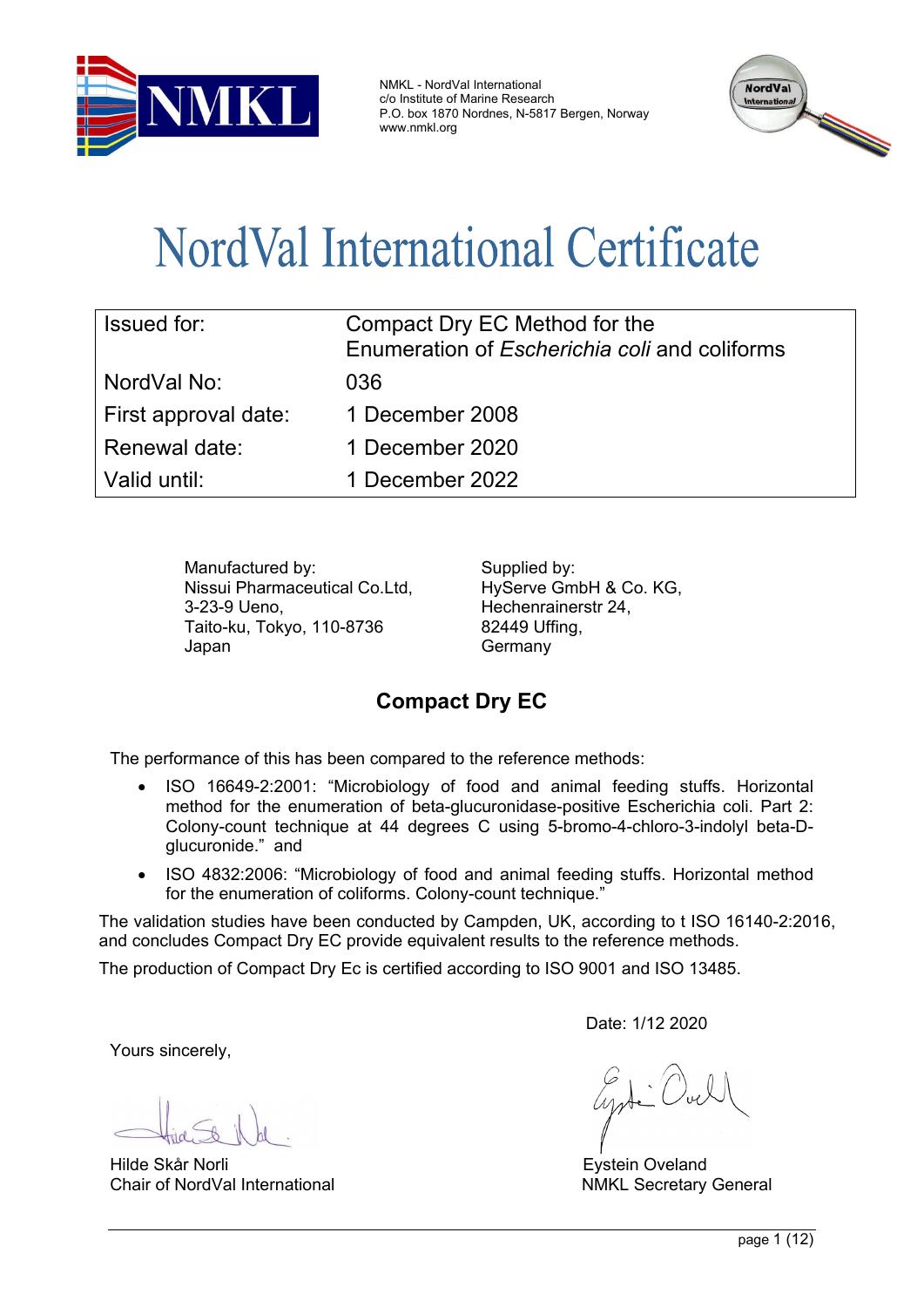NMKL - NordVal International
c/o Institute of Marine Research
P.O. box 1870 Nordnes, N-5817 Bergen, Norway
www.nmkl.org

# NordVal International Certificate

| Issued for: | Compact Dry EC Method for the Enumeration of *Escherichia coli* and coliforms |
|---|---|
| NordVal No: | 036 |
| First approval date: | 1 December 2008 |
| Renewal date: | 1 December 2020 |
| Valid until: | 1 December 2022 |

Manufactured by:
Nissui Pharmaceutical Co.Ltd,
3-23-9 Ueno,
Taito-ku, Tokyo, 110-8736
Japan

Supplied by:
HyServe GmbH & Co. KG,
Hechenrainerstr 24,
82449 Uffing,
Germany

## Compact Dry EC

The performance of this has been compared to the reference methods:

- ISO 16649-2:2001: "Microbiology of food and animal feeding stuffs. Horizontal method for the enumeration of beta-glucuronidase-positive Escherichia coli. Part 2: Colony-count technique at 44 degrees C using 5-bromo-4-chloro-3-indolyl beta-D-glucuronide." and
- ISO 4832:2006: "Microbiology of food and animal feeding stuffs. Horizontal method for the enumeration of coliforms. Colony-count technique."

The validation studies have been conducted by Campden, UK, according to t ISO 16140-2:2016, and concludes Compact Dry EC provide equivalent results to the reference methods.

The production of Compact Dry Ec is certified according to ISO 9001 and ISO 13485.

Date: 1/12 2020

Yours sincerely,

Hilde Skår Norli
Chair of NordVal International

Eystein Oveland
NMKL Secretary General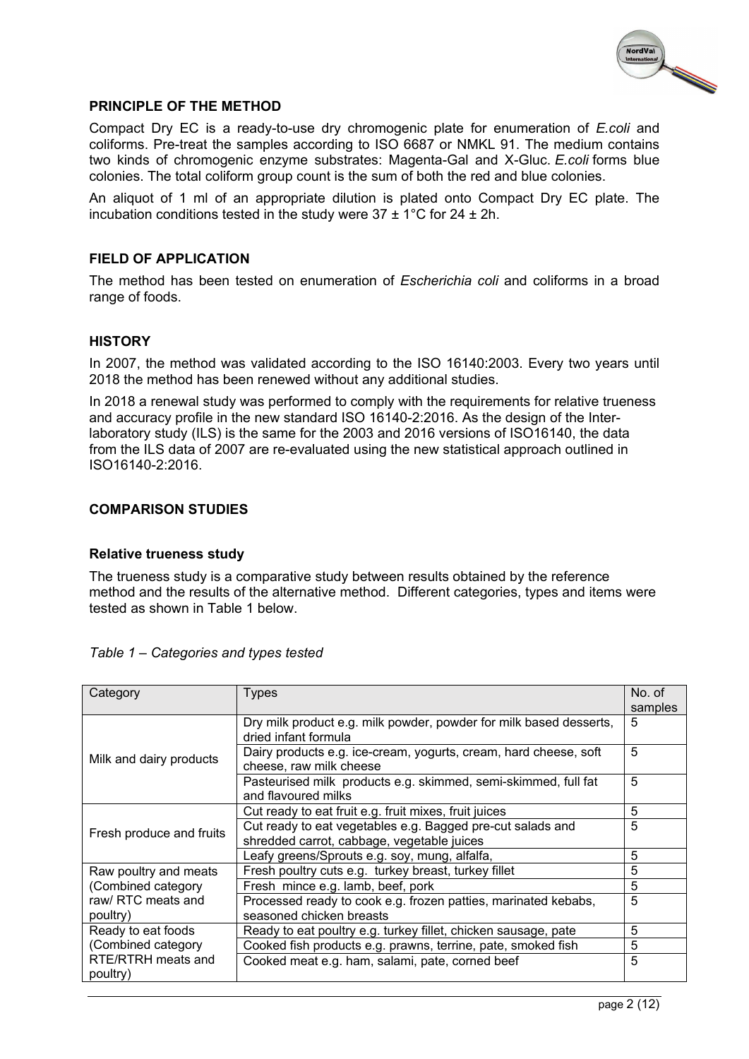## PRINCIPLE OF THE METHOD

Compact Dry EC is a ready-to-use dry chromogenic plate for enumeration of *E.coli* and coliforms. Pre-treat the samples according to ISO 6687 or NMKL 91. The medium contains two kinds of chromogenic enzyme substrates: Magenta-Gal and X-Gluc. *E.coli* forms blue colonies. The total coliform group count is the sum of both the red and blue colonies.

An aliquot of 1 ml of an appropriate dilution is plated onto Compact Dry EC plate. The incubation conditions tested in the study were 37 ± 1°C for 24 ± 2h.

## FIELD OF APPLICATION

The method has been tested on enumeration of *Escherichia coli* and coliforms in a broad range of foods.

## HISTORY

In 2007, the method was validated according to the ISO 16140:2003. Every two years until 2018 the method has been renewed without any additional studies.

In 2018 a renewal study was performed to comply with the requirements for relative trueness and accuracy profile in the new standard ISO 16140-2:2016. As the design of the Inter-laboratory study (ILS) is the same for the 2003 and 2016 versions of ISO16140, the data from the ILS data of 2007 are re-evaluated using the new statistical approach outlined in ISO16140-2:2016.

## COMPARISON STUDIES

### Relative trueness study

The trueness study is a comparative study between results obtained by the reference method and the results of the alternative method. Different categories, types and items were tested as shown in Table 1 below.

*Table 1 – Categories and types tested*

| Category | Types | No. of samples |
|---|---|---|
| Milk and dairy products | Dry milk product e.g. milk powder, powder for milk based desserts, dried infant formula | 5 |
| | Dairy products e.g. ice-cream, yogurts, cream, hard cheese, soft cheese, raw milk cheese | 5 |
| | Pasteurised milk products e.g. skimmed, semi-skimmed, full fat and flavoured milks | 5 |
| Fresh produce and fruits | Cut ready to eat fruit e.g. fruit mixes, fruit juices | 5 |
| | Cut ready to eat vegetables e.g. Bagged pre-cut salads and shredded carrot, cabbage, vegetable juices | 5 |
| | Leafy greens/Sprouts e.g. soy, mung, alfalfa, | 5 |
| Raw poultry and meats (Combined category raw/ RTC meats and poultry) | Fresh poultry cuts e.g. turkey breast, turkey fillet | 5 |
| | Fresh mince e.g. lamb, beef, pork | 5 |
| | Processed ready to cook e.g. frozen patties, marinated kebabs, seasoned chicken breasts | 5 |
| Ready to eat foods (Combined category RTE/RTRH meats and poultry) | Ready to eat poultry e.g. turkey fillet, chicken sausage, pate | 5 |
| | Cooked fish products e.g. prawns, terrine, pate, smoked fish | 5 |
| | Cooked meat e.g. ham, salami, pate, corned beef | 5 |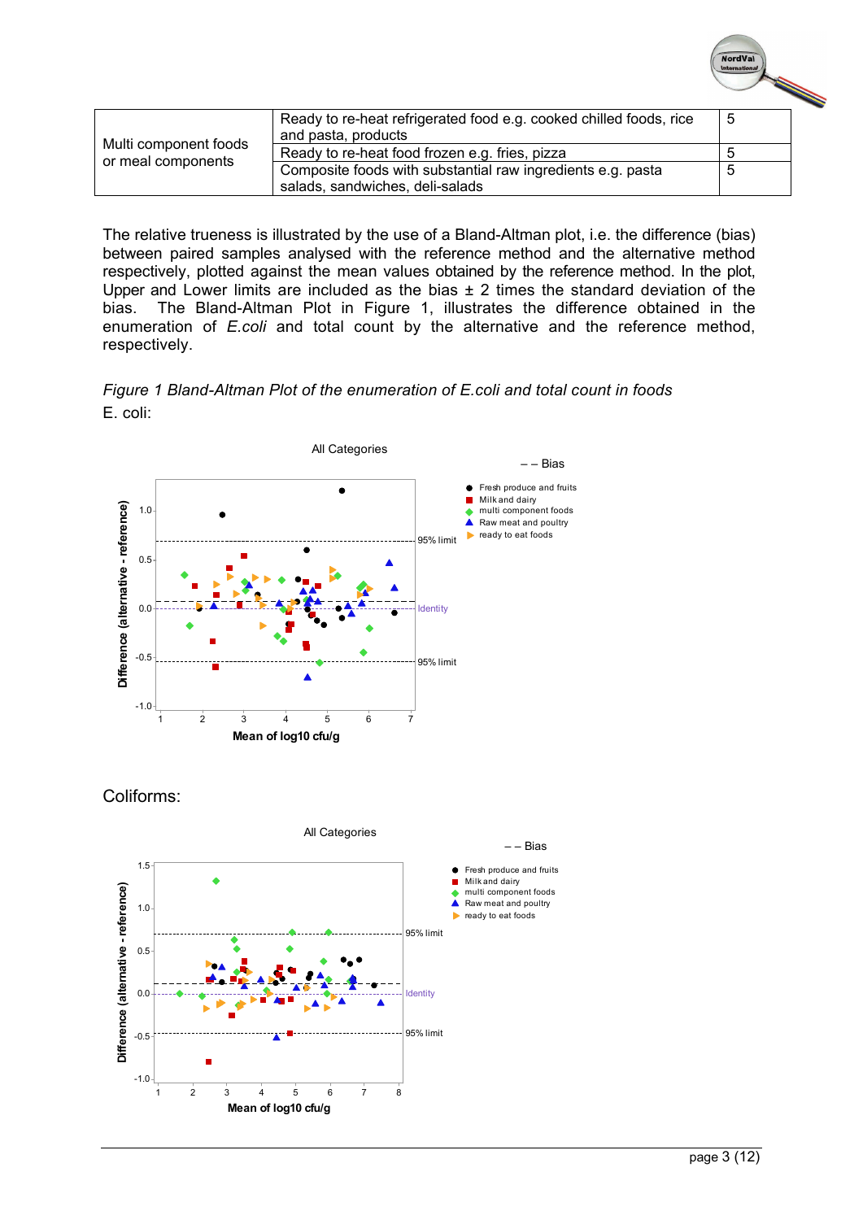| Multi component foods or meal components | Ready to re-heat refrigerated food e.g. cooked chilled foods, rice and pasta, products | 5 |
|---|---|---|
| | Ready to re-heat food frozen e.g. fries, pizza | 5 |
| | Composite foods with substantial raw ingredients e.g. pasta salads, sandwiches, deli-salads | 5 |

The relative trueness is illustrated by the use of a Bland-Altman plot, i.e. the difference (bias) between paired samples analysed with the reference method and the alternative method respectively, plotted against the mean values obtained by the reference method. In the plot, Upper and Lower limits are included as the bias ± 2 times the standard deviation of the bias. The Bland-Altman Plot in Figure 1, illustrates the difference obtained in the enumeration of *E.coli* and total count by the alternative and the reference method, respectively.

*Figure 1 Bland-Altman Plot of the enumeration of E.coli and total count in foods*

E. coli:

Coliforms: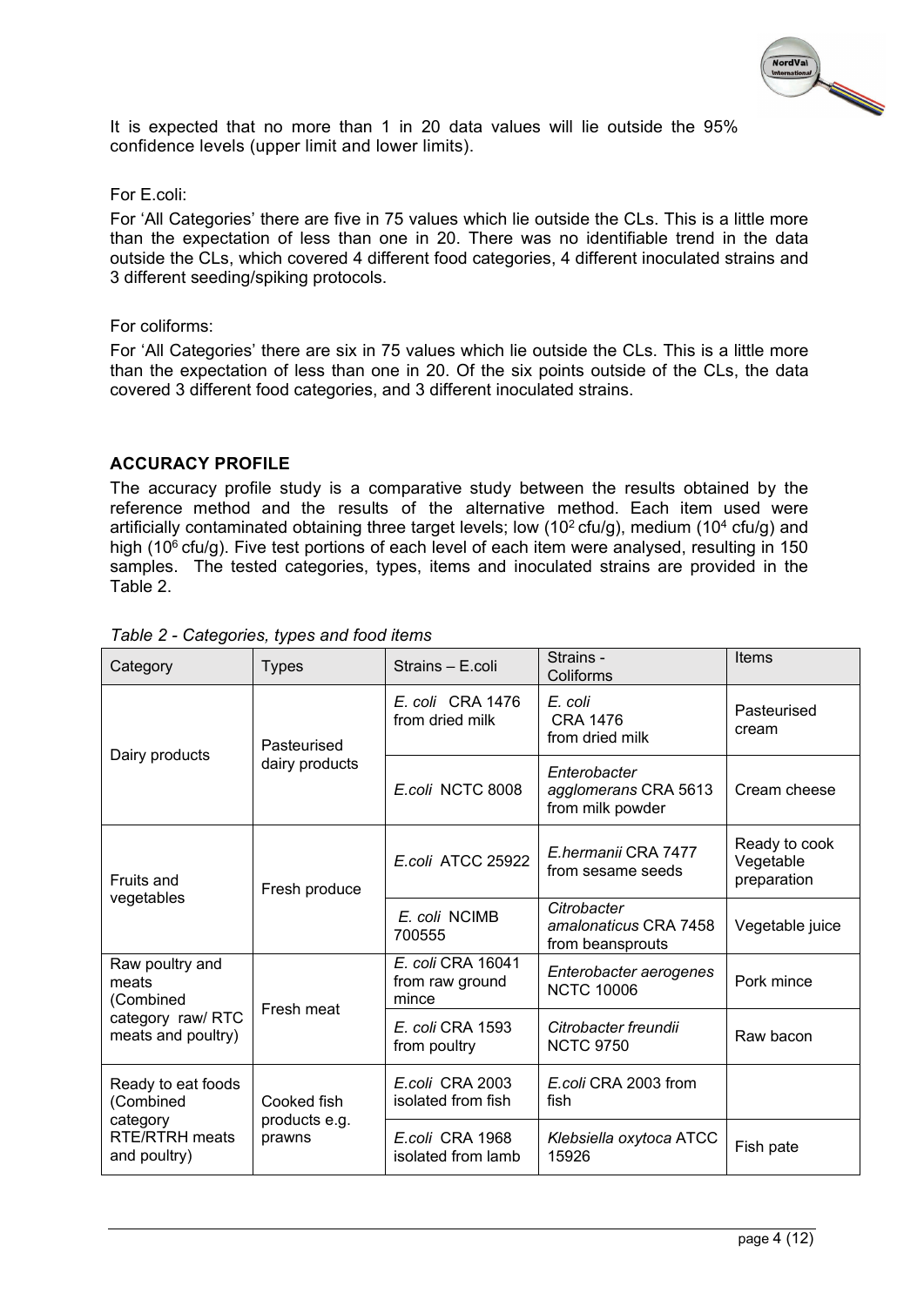It is expected that no more than 1 in 20 data values will lie outside the 95% confidence levels (upper limit and lower limits).

For E.coli:

For 'All Categories' there are five in 75 values which lie outside the CLs. This is a little more than the expectation of less than one in 20. There was no identifiable trend in the data outside the CLs, which covered 4 different food categories, 4 different inoculated strains and 3 different seeding/spiking protocols.

For coliforms:

For 'All Categories' there are six in 75 values which lie outside the CLs. This is a little more than the expectation of less than one in 20. Of the six points outside of the CLs, the data covered 3 different food categories, and 3 different inoculated strains.

## ACCURACY PROFILE

The accuracy profile study is a comparative study between the results obtained by the reference method and the results of the alternative method. Each item used were artificially contaminated obtaining three target levels; low ($10^2$ cfu/g), medium ($10^4$ cfu/g) and high ($10^6$ cfu/g). Five test portions of each level of each item were analysed, resulting in 150 samples. The tested categories, types, items and inoculated strains are provided in the Table 2.

*Table 2 - Categories, types and food items*

| Category | Types | Strains – E.coli | Strains - Coliforms | Items |
|---|---|---|---|---|
| Dairy products | Pasteurised dairy products | *E. coli* CRA 1476 from dried milk | *E. coli* CRA 1476 from dried milk | Pasteurised cream |
| | | *E.coli* NCTC 8008 | *Enterobacter agglomerans* CRA 5613 from milk powder | Cream cheese |
| Fruits and vegetables | Fresh produce | *E.coli* ATCC 25922 | *E.hermanii* CRA 7477 from sesame seeds | Ready to cook Vegetable preparation |
| | | *E. coli* NCIMB 700555 | *Citrobacter amalonaticus* CRA 7458 from beansprouts | Vegetable juice |
| Raw poultry and meats (Combined category raw/ RTC meats and poultry) | Fresh meat | *E. coli* CRA 16041 from raw ground mince | *Enterobacter aerogenes* NCTC 10006 | Pork mince |
| | | *E. coli* CRA 1593 from poultry | *Citrobacter freundii* NCTC 9750 | Raw bacon |
| Ready to eat foods (Combined category RTE/RTRH meats and poultry) | Cooked fish products e.g. prawns | *E.coli* CRA 2003 isolated from fish | *E.coli* CRA 2003 from fish | |
| | | *E.coli* CRA 1968 isolated from lamb | *Klebsiella oxytoca* ATCC 15926 | Fish pate |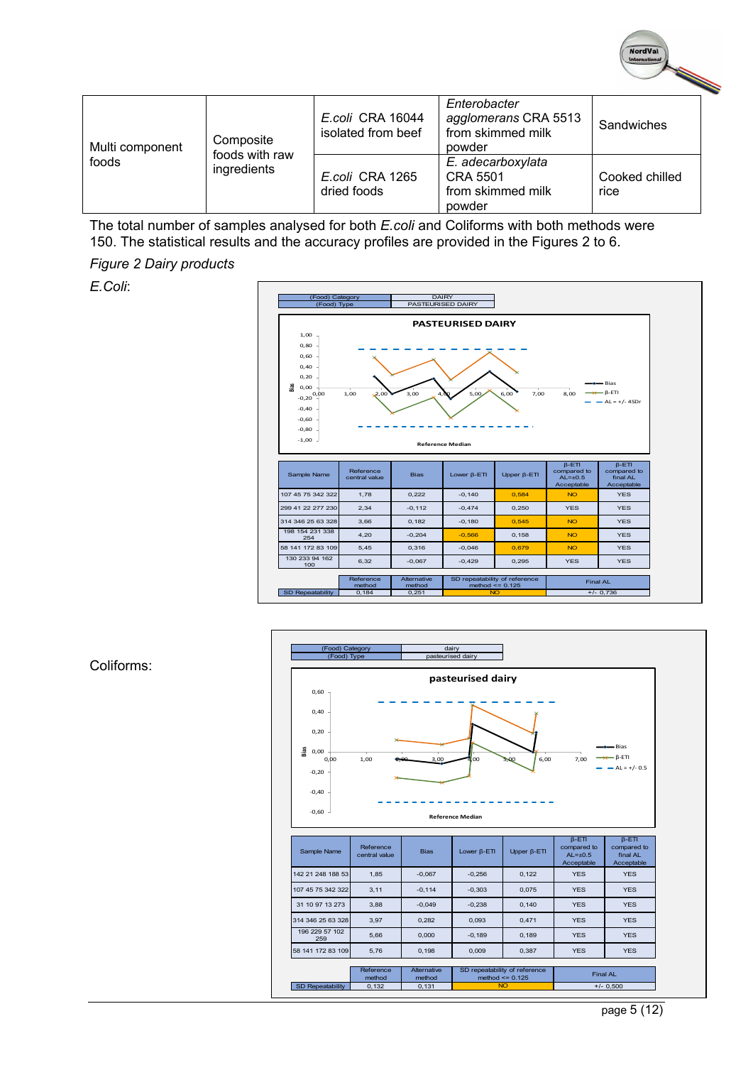| Multi component foods | Composite foods with raw ingredients | *E.coli* CRA 16044 isolated from beef | *Enterobacter agglomerans* CRA 5513 from skimmed milk powder | Sandwiches |
|---|---|---|---|---|
| | | *E.coli* CRA 1265 dried foods | *E. adecarboxylata* CRA 5501 from skimmed milk powder | Cooked chilled rice |

The total number of samples analysed for both *E.coli* and Coliforms with both methods were 150. The statistical results and the accuracy profiles are provided in the Figures 2 to 6.

*Figure 2 Dairy products*

*E.Coli*:

| (Food) Category | DAIRY |
|---|---|
| (Food) Type | PASTEURISED DAIRY |

**PASTEURISED DAIRY**

| Sample Name | Reference central value | Bias | Lower β-ETI | Upper β-ETI | β-ETI compared to AL=±0.5 Acceptable | β-ETI compared to final AL Acceptable |
|---|---|---|---|---|---|---|
| 107 45 75 342 322 | 1,78 | 0,222 | -0,140 | 0,584 | NO | YES |
| 299 41 22 277 230 | 2,34 | -0,112 | -0,474 | 0,250 | YES | YES |
| 314 346 25 63 328 | 3,66 | 0,182 | -0,180 | 0,545 | NO | YES |
| 198 154 231 338 254 | 4,20 | -0,204 | -0,566 | 0,158 | NO | YES |
| 58 141 172 83 109 | 5,45 | 0,316 | -0,046 | 0,679 | NO | YES |
| 130 233 94 162 100 | 6,32 | -0,067 | -0,429 | 0,295 | YES | YES |

| | Reference method | Alternative method | SD repeatability of reference method <= 0.125 | Final AL |
|---|---|---|---|---|
| SD Repeatability | 0,184 | 0,251 | NO | +/- 0,736 |

Coliforms:

| (Food) Category | dairy |
|---|---|
| (Food) Type | pasteurised dairy |

**pasteurised dairy**

| Sample Name | Reference central value | Bias | Lower β-ETI | Upper β-ETI | β-ETI compared to AL=±0.5 Acceptable | β-ETI compared to final AL Acceptable |
|---|---|---|---|---|---|---|
| 142 21 248 188 53 | 1,85 | -0,067 | -0,256 | 0,122 | YES | YES |
| 107 45 75 342 322 | 3,11 | -0,114 | -0,303 | 0,075 | YES | YES |
| 31 10 97 13 273 | 3,88 | -0,049 | -0,238 | 0,140 | YES | YES |
| 314 346 25 63 328 | 3,97 | 0,282 | 0,093 | 0,471 | YES | YES |
| 196 229 57 102 259 | 5,66 | 0,000 | -0,189 | 0,189 | YES | YES |
| 58 141 172 83 109 | 5,76 | 0,198 | 0,009 | 0,387 | YES | YES |

| | Reference method | Alternative method | SD repeatability of reference method <= 0.125 | Final AL |
|---|---|---|---|---|
| SD Repeatability | 0,132 | 0,131 | NO | +/- 0,500 |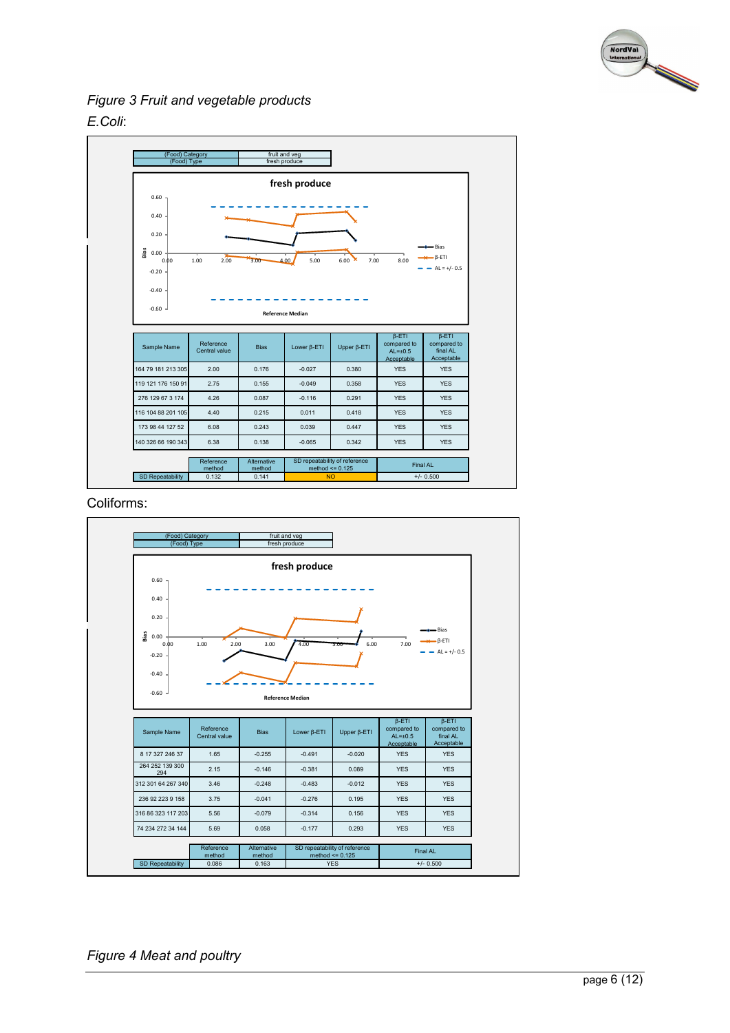*Figure 3 Fruit and vegetable products*

*E.Coli*:

| (Food) Category | fruit and veg |
|---|---|
| (Food) Type | fresh produce |

| Sample Name | Reference Central value | Bias | Lower β-ETI | Upper β-ETI | β-ETI compared to AL=±0.5 Acceptable | β-ETI compared to final AL Acceptable |
|---|---|---|---|---|---|---|
| 164 79 181 213 305 | 2.00 | 0.176 | -0.027 | 0.380 | YES | YES |
| 119 121 176 150 91 | 2.75 | 0.155 | -0.049 | 0.358 | YES | YES |
| 276 129 67 3 174 | 4.26 | 0.087 | -0.116 | 0.291 | YES | YES |
| 116 104 88 201 105 | 4.40 | 0.215 | 0.011 | 0.418 | YES | YES |
| 173 98 44 127 52 | 6.08 | 0.243 | 0.039 | 0.447 | YES | YES |
| 140 326 66 190 343 | 6.38 | 0.138 | -0.065 | 0.342 | YES | YES |

| | Reference method | Alternative method | SD repeatability of reference method <= 0.125 | Final AL |
|---|---|---|---|---|
| SD Repeatability | 0.132 | 0.141 | NO | +/- 0.500 |

Coliforms:

| (Food) Category | fruit and veg |
|---|---|
| (Food) Type | fresh produce |

| Sample Name | Reference Central value | Bias | Lower β-ETI | Upper β-ETI | β-ETI compared to AL=±0.5 Acceptable | β-ETI compared to final AL Acceptable |
|---|---|---|---|---|---|---|
| 8 17 327 246 37 | 1.65 | -0.255 | -0.491 | -0.020 | YES | YES |
| 264 252 139 300 294 | 2.15 | -0.146 | -0.381 | 0.089 | YES | YES |
| 312 301 64 267 340 | 3.46 | -0.248 | -0.483 | -0.012 | YES | YES |
| 236 92 223 9 158 | 3.75 | -0.041 | -0.276 | 0.195 | YES | YES |
| 316 86 323 117 203 | 5.56 | -0.079 | -0.314 | 0.156 | YES | YES |
| 74 234 272 34 144 | 5.69 | 0.058 | -0.177 | 0.293 | YES | YES |

| | Reference method | Alternative method | SD repeatability of reference method <= 0.125 | Final AL |
|---|---|---|---|---|
| SD Repeatability | 0.086 | 0.163 | YES | +/- 0.500 |

*Figure 4 Meat and poultry*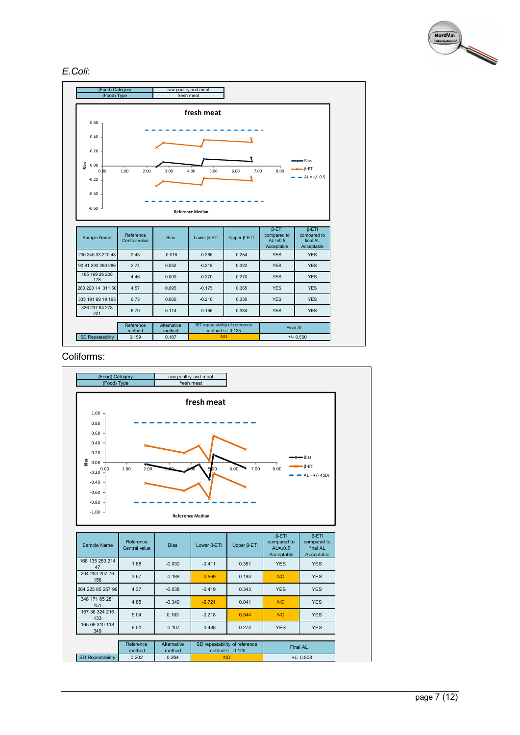*E.Coli*:

| (Food) Category | raw poultry and meat |
|---|---|
| (Food) Type | fresh meat |

| Sample Name | Reference Central value | Bias | Lower β-ETI | Upper β-ETI | β-ETI compared to AL=±0.5 Acceptable | β-ETI compared to final AL Acceptable |
|---|---|---|---|---|---|---|
| 206 345 33 210 48 | 2.43 | -0.016 | -0.286 | 0.254 | YES | YES |
| 90 81 293 260 286 | 2.74 | 0.052 | -0.218 | 0.322 | YES | YES |
| 185 199 26 208 178 | 4.46 | 0.000 | -0.270 | 0.270 | YES | YES |
| 280 220 14 311 50 | 4.57 | 0.095 | -0.175 | 0.365 | YES | YES |
| 335 191 99 19 193 | 6.73 | 0.060 | -0.210 | 0.330 | YES | YES |
| 336 237 84 278 221 | 6.70 | 0.114 | -0.156 | 0.384 | YES | YES |

| | Reference method | Alternative method | SD repeatability of reference method <= 0.125 | Final AL |
|---|---|---|---|---|
| SD Repeatability | 0.159 | 0.187 | NO | +/- 0.500 |

Coliforms:

| (Food) Category | raw poultry and meat |
|---|---|
| (Food) Type | fresh meat |

| Sample Name | Reference Central value | Bias | Lower β-ETI | Upper β-ETI | β-ETI compared to AL=±0.5 Acceptable | β-ETI compared to final AL Acceptable |
|---|---|---|---|---|---|---|
| 168 135 283 214 47 | 1.88 | -0.030 | -0.411 | 0.351 | YES | YES |
| 204 253 207 76 156 | 3.67 | -0.188 | -0.569 | 0.193 | NO | YES |
| 284 225 85 257 96 | 4.37 | -0.038 | -0.419 | 0.343 | YES | YES |
| 348 171 65 281 151 | 4.85 | -0.340 | -0.721 | 0.041 | NO | YES |
| 167 36 324 216 133 | 5.04 | 0.163 | -0.218 | 0.544 | NO | YES |
| 165 69 310 118 349 | 6.51 | -0.107 | -0.488 | 0.274 | YES | YES |

| | Reference method | Alternative method | SD repeatability of reference method <= 0.125 | Final AL |
|---|---|---|---|---|
| SD Repeatability | 0.202 | 0.264 | NO | +/- 0.808 |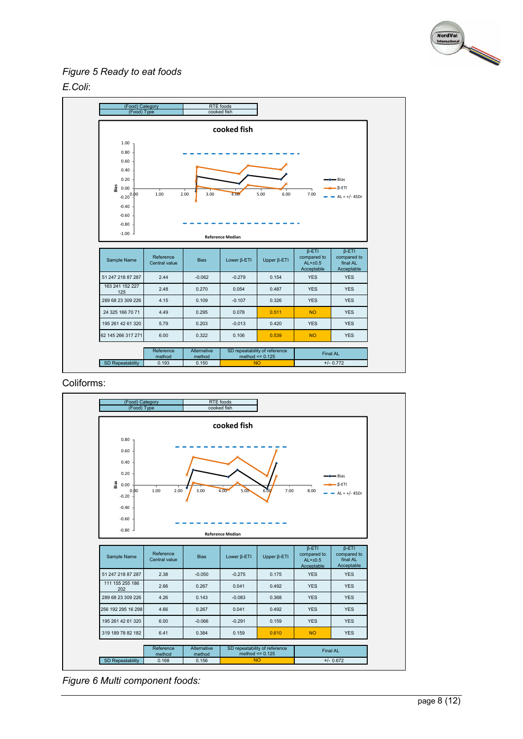*Figure 5 Ready to eat foods*

*E.Coli*:

| (Food) Category | RTE foods |
|---|---|
| (Food) Type | cooked fish |

**cooked fish**

| Sample Name | Reference Central value | Bias | Lower β-ETI | Upper β-ETI | β-ETI compared to AL=±0.5 Acceptable | β-ETI compared to final AL Acceptable |
|---|---|---|---|---|---|---|
| 51 247 218 87 287 | 2.44 | -0.062 | -0.279 | 0.154 | YES | YES |
| 163 241 152 227 125 | 2.48 | 0.270 | 0.054 | 0.487 | YES | YES |
| 289 68 23 309 226 | 4.15 | 0.109 | -0.107 | 0.326 | YES | YES |
| 24 325 166 70 71 | 4.49 | 0.295 | 0.078 | 0.511 | NO | YES |
| 195 261 42 61 320 | 5.79 | 0.203 | -0.013 | 0.420 | YES | YES |
| 62 145 266 317 271 | 6.00 | 0.322 | 0.106 | 0.539 | NO | YES |

| | Reference method | Alternative method | SD repeatability of reference method <= 0.125 | Final AL |
|---|---|---|---|---|
| SD Repeatability | 0.193 | 0.150 | NO | +/- 0.772 |

Coliforms:

| (Food) Category | RTE foods |
|---|---|
| (Food) Type | cooked fish |

**cooked fish**

| Sample Name | Reference Central value | Bias | Lower β-ETI | Upper β-ETI | β-ETI compared to AL=±0.5 Acceptable | β-ETI compared to final AL Acceptable |
|---|---|---|---|---|---|---|
| 51 247 218 87 287 | 2.38 | -0.050 | -0.275 | 0.175 | YES | YES |
| 111 155 255 186 202 | 2.66 | 0.267 | 0.041 | 0.492 | YES | YES |
| 289 68 23 309 226 | 4.26 | 0.143 | -0.083 | 0.368 | YES | YES |
| 256 192 295 16 298 | 4.66 | 0.267 | 0.041 | 0.492 | YES | YES |
| 195 261 42 61 320 | 6.00 | -0.066 | -0.291 | 0.159 | YES | YES |
| 319 189 78 82 182 | 6.41 | 0.384 | 0.159 | 0.610 | NO | YES |

| | Reference method | Alternative method | SD repeatability of reference method <= 0.125 | Final AL |
|---|---|---|---|---|
| SD Repeatability | 0.168 | 0.156 | NO | +/- 0.672 |

*Figure 6 Multi component foods:*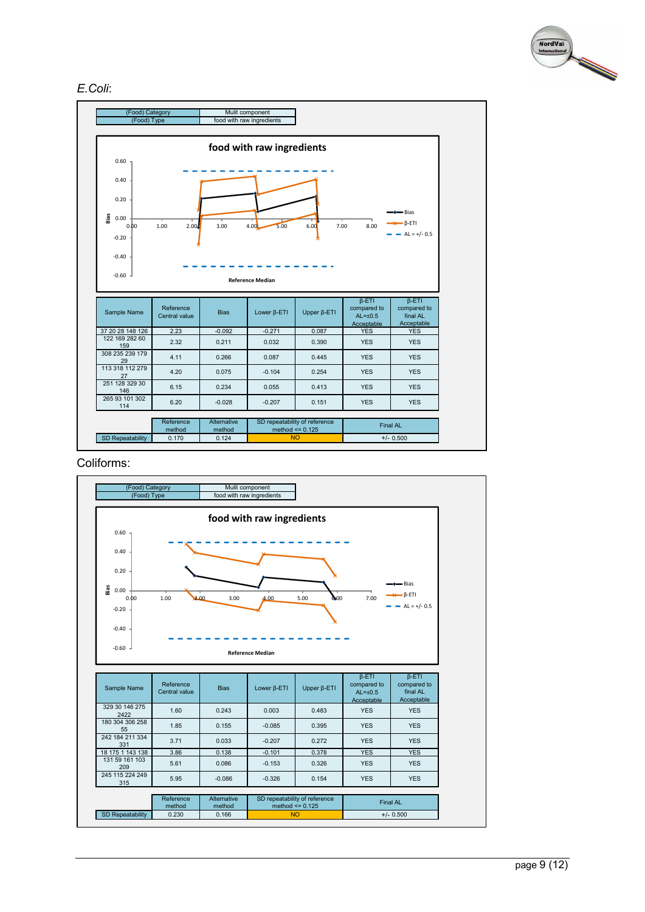*E.Coli*:

| (Food) Category | Mulit component |
|---|---|
| (Food) Type | food with raw ingredients |

**food with raw ingredients**

| Sample Name | Reference Central value | Bias | Lower β-ETI | Upper β-ETI | β-ETI compared to AL=±0.5 Acceptable | β-ETI compared to final AL Acceptable |
|---|---|---|---|---|---|---|
| 37 20 28 148 126 | 2.23 | -0.092 | -0.271 | 0.087 | YES | YES |
| 122 169 282 60 159 | 2.32 | 0.211 | 0.032 | 0.390 | YES | YES |
| 308 235 239 179 29 | 4.11 | 0.266 | 0.087 | 0.445 | YES | YES |
| 113 318 112 279 27 | 4.20 | 0.075 | -0.104 | 0.254 | YES | YES |
| 251 128 329 30 146 | 6.15 | 0.234 | 0.055 | 0.413 | YES | YES |
| 265 93 101 302 114 | 6.20 | -0.028 | -0.207 | 0.151 | YES | YES |

| | Reference method | Alternative method | SD repeatability of reference method <= 0.125 | Final AL |
|---|---|---|---|---|
| SD Repeatability | 0.170 | 0.124 | NO | +/- 0.500 |

Coliforms:

| (Food) Category | Mulit component |
|---|---|
| (Food) Type | food with raw ingredients |

**food with raw ingredients**

| Sample Name | Reference Central value | Bias | Lower β-ETI | Upper β-ETI | β-ETI compared to AL=±0.5 Acceptable | β-ETI compared to final AL Acceptable |
|---|---|---|---|---|---|---|
| 329 30 146 275 2422 | 1.60 | 0.243 | 0.003 | 0.483 | YES | YES |
| 180 304 306 258 55 | 1.85 | 0.155 | -0.085 | 0.395 | YES | YES |
| 242 184 211 334 331 | 3.71 | 0.033 | -0.207 | 0.272 | YES | YES |
| 18 175 1 143 138 | 3.86 | 0.138 | -0.101 | 0.378 | YES | YES |
| 131 59 161 103 209 | 5.61 | 0.086 | -0.153 | 0.326 | YES | YES |
| 245 115 224 249 315 | 5.95 | -0.086 | -0.326 | 0.154 | YES | YES |

| | Reference method | Alternative method | SD repeatability of reference method <= 0.125 | Final AL |
|---|---|---|---|---|
| SD Repeatability | 0.230 | 0.166 | NO | +/- 0.500 |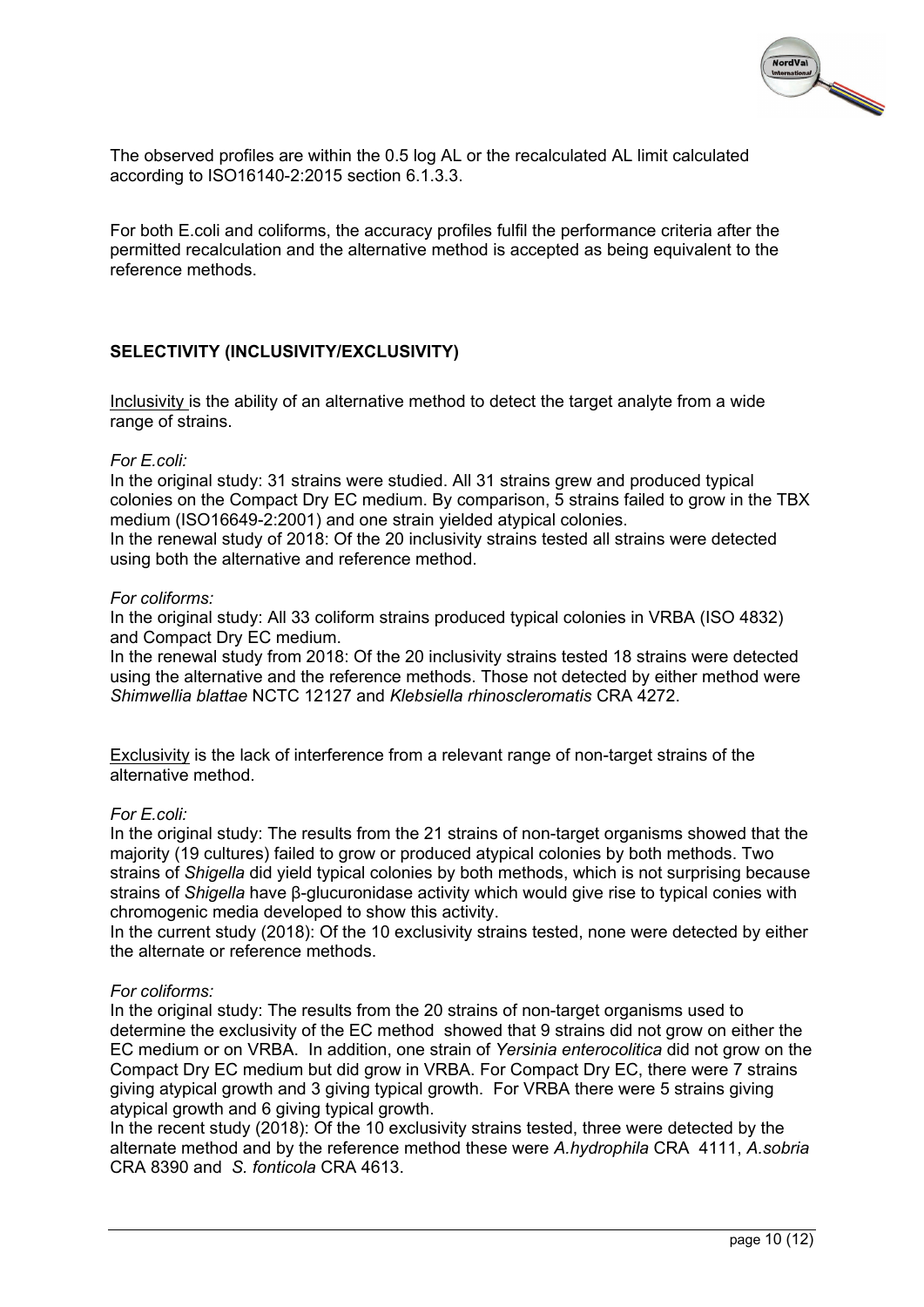The observed profiles are within the 0.5 log AL or the recalculated AL limit calculated according to ISO16140-2:2015 section 6.1.3.3.

For both E.coli and coliforms, the accuracy profiles fulfil the performance criteria after the permitted recalculation and the alternative method is accepted as being equivalent to the reference methods.

## SELECTIVITY (INCLUSIVITY/EXCLUSIVITY)

Inclusivity is the ability of an alternative method to detect the target analyte from a wide range of strains.

*For E.coli:*

In the original study: 31 strains were studied. All 31 strains grew and produced typical colonies on the Compact Dry EC medium. By comparison, 5 strains failed to grow in the TBX medium (ISO16649-2:2001) and one strain yielded atypical colonies.

In the renewal study of 2018: Of the 20 inclusivity strains tested all strains were detected using both the alternative and reference method.

*For coliforms:*

In the original study: All 33 coliform strains produced typical colonies in VRBA (ISO 4832) and Compact Dry EC medium.

In the renewal study from 2018: Of the 20 inclusivity strains tested 18 strains were detected using the alternative and the reference methods. Those not detected by either method were *Shimwellia blattae* NCTC 12127 and *Klebsiella rhinoscleromatis* CRA 4272.

Exclusivity is the lack of interference from a relevant range of non-target strains of the alternative method.

*For E.coli:*

In the original study: The results from the 21 strains of non-target organisms showed that the majority (19 cultures) failed to grow or produced atypical colonies by both methods. Two strains of *Shigella* did yield typical colonies by both methods, which is not surprising because strains of *Shigella* have β-glucuronidase activity which would give rise to typical conies with chromogenic media developed to show this activity.

In the current study (2018): Of the 10 exclusivity strains tested, none were detected by either the alternate or reference methods.

*For coliforms:*

In the original study: The results from the 20 strains of non-target organisms used to determine the exclusivity of the EC method showed that 9 strains did not grow on either the EC medium or on VRBA. In addition, one strain of *Yersinia enterocolitica* did not grow on the Compact Dry EC medium but did grow in VRBA. For Compact Dry EC, there were 7 strains giving atypical growth and 3 giving typical growth. For VRBA there were 5 strains giving atypical growth and 6 giving typical growth.

In the recent study (2018): Of the 10 exclusivity strains tested, three were detected by the alternate method and by the reference method these were *A.hydrophila* CRA 4111, *A.sobria* CRA 8390 and *S. fonticola* CRA 4613.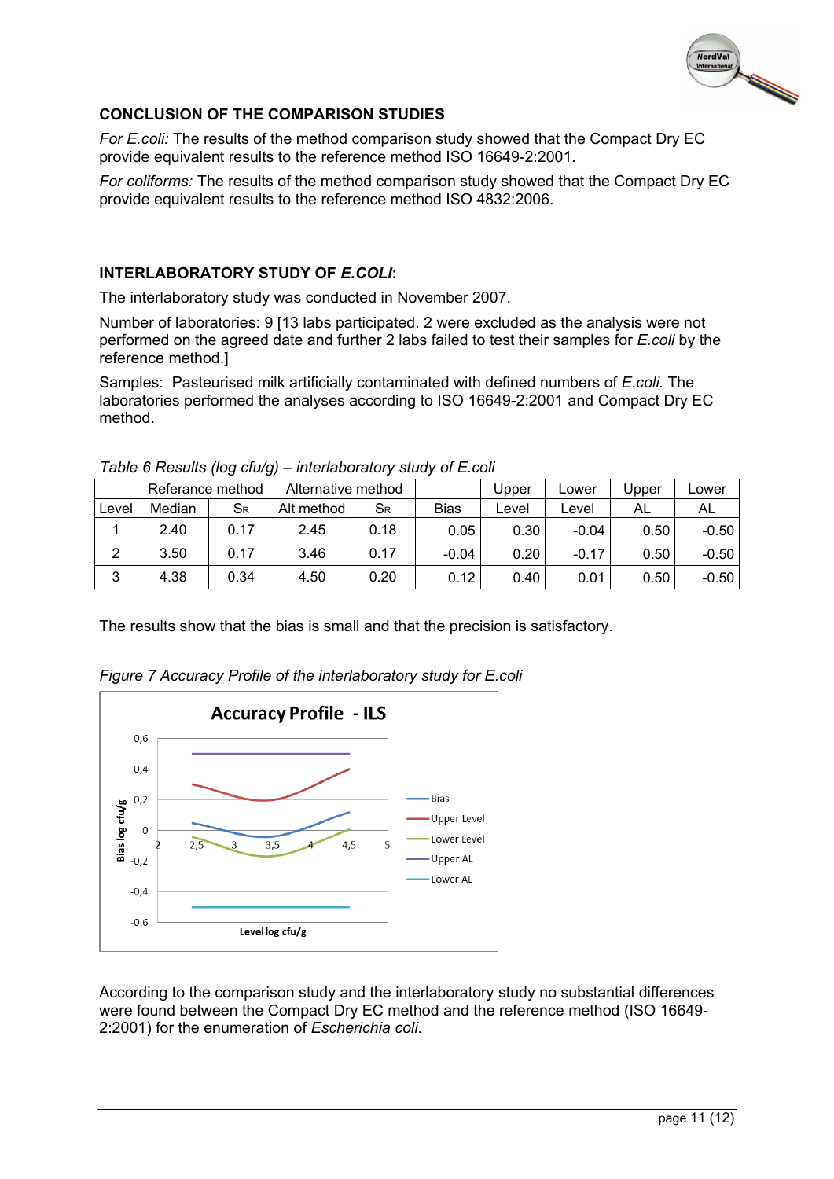## CONCLUSION OF THE COMPARISON STUDIES

*For E.coli:* The results of the method comparison study showed that the Compact Dry EC provide equivalent results to the reference method ISO 16649-2:2001.

*For coliforms:* The results of the method comparison study showed that the Compact Dry EC provide equivalent results to the reference method ISO 4832:2006.

## INTERLABORATORY STUDY OF *E.COLI*:

The interlaboratory study was conducted in November 2007.

Number of laboratories: 9 [13 labs participated. 2 were excluded as the analysis were not performed on the agreed date and further 2 labs failed to test their samples for *E.coli* by the reference method.]

Samples: Pasteurised milk artificially contaminated with defined numbers of *E.coli.* The laboratories performed the analyses according to ISO 16649-2:2001 and Compact Dry EC method.

*Table 6 Results (log cfu/g) – interlaboratory study of E.coli*

| | Referance method | | Alternative method | | | Upper | Lower | Upper | Lower |
|---|---|---|---|---|---|---|---|---|---|
| Level | Median | $S_R$ | Alt method | $S_R$ | Bias | Level | Level | AL | AL |
| 1 | 2.40 | 0.17 | 2.45 | 0.18 | 0.05 | 0.30 | -0.04 | 0.50 | -0.50 |
| 2 | 3.50 | 0.17 | 3.46 | 0.17 | -0.04 | 0.20 | -0.17 | 0.50 | -0.50 |
| 3 | 4.38 | 0.34 | 4.50 | 0.20 | 0.12 | 0.40 | 0.01 | 0.50 | -0.50 |

The results show that the bias is small and that the precision is satisfactory.

*Figure 7 Accuracy Profile of the interlaboratory study for E.coli*

According to the comparison study and the interlaboratory study no substantial differences were found between the Compact Dry EC method and the reference method (ISO 16649-2:2001) for the enumeration of *Escherichia coli*.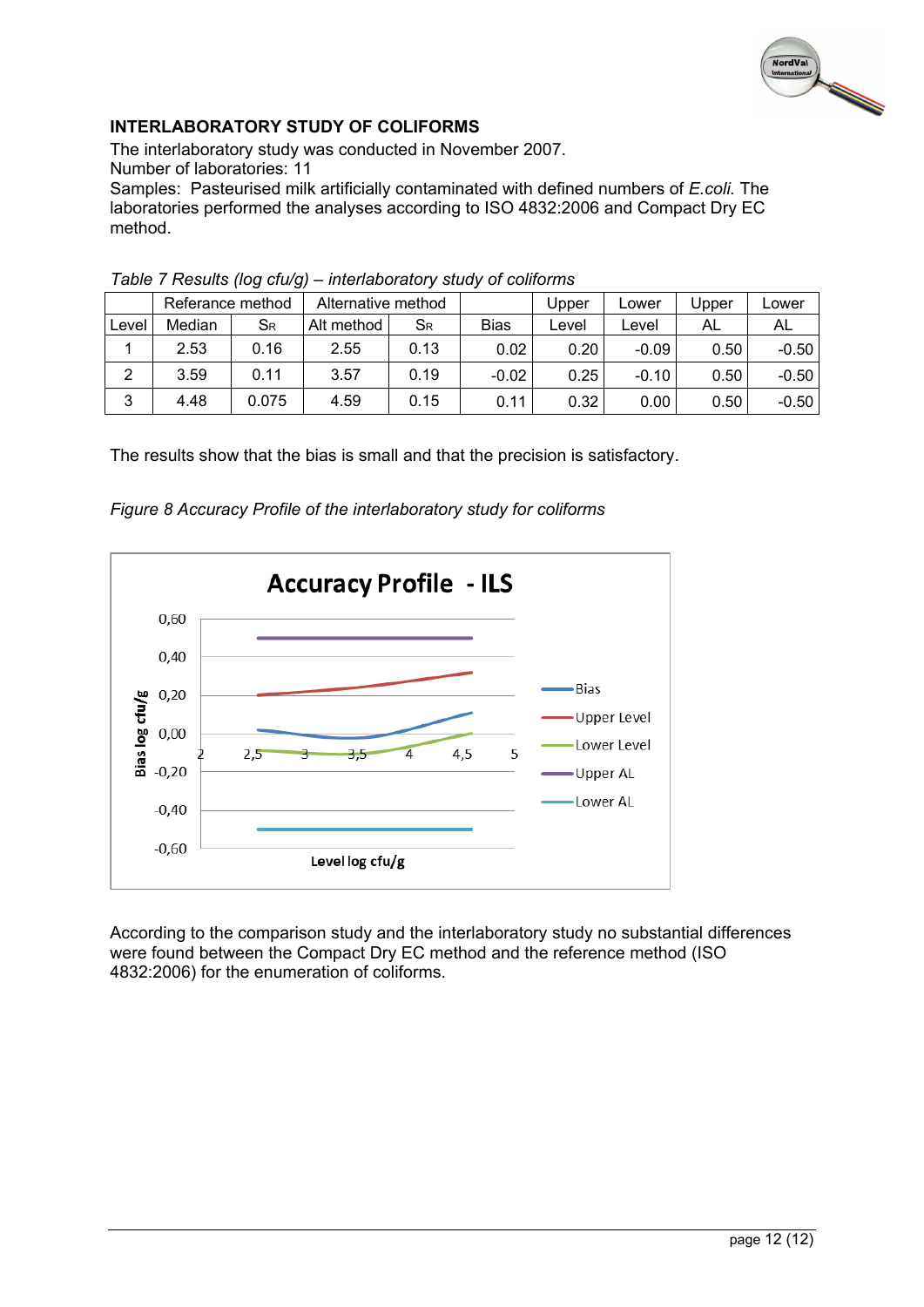## INTERLABORATORY STUDY OF COLIFORMS

The interlaboratory study was conducted in November 2007.
Number of laboratories: 11
Samples: Pasteurised milk artificially contaminated with defined numbers of *E.coli.* The laboratories performed the analyses according to ISO 4832:2006 and Compact Dry EC method.

*Table 7 Results (log cfu/g) – interlaboratory study of coliforms*

| | Referance method | | Alternative method | | | Upper | Lower | Upper | Lower |
|---|---|---|---|---|---|---|---|---|---|
| Level | Median | $S_R$ | Alt method | $S_R$ | Bias | Level | Level | AL | AL |
| 1 | 2.53 | 0.16 | 2.55 | 0.13 | 0.02 | 0.20 | -0.09 | 0.50 | -0.50 |
| 2 | 3.59 | 0.11 | 3.57 | 0.19 | -0.02 | 0.25 | -0.10 | 0.50 | -0.50 |
| 3 | 4.48 | 0.075 | 4.59 | 0.15 | 0.11 | 0.32 | 0.00 | 0.50 | -0.50 |

The results show that the bias is small and that the precision is satisfactory.

*Figure 8 Accuracy Profile of the interlaboratory study for coliforms*

Accuracy Profile - ILS

0,60
0,40
0,20
0,00
-0,20
-0,40
-0,60

2
2,5
3
3,5
4
4,5
5

Bias log cfu/g

Level log cfu/g

Bias
Upper Level
Lower Level
Upper AL
Lower AL

According to the comparison study and the interlaboratory study no substantial differences were found between the Compact Dry EC method and the reference method (ISO 4832:2006) for the enumeration of coliforms.